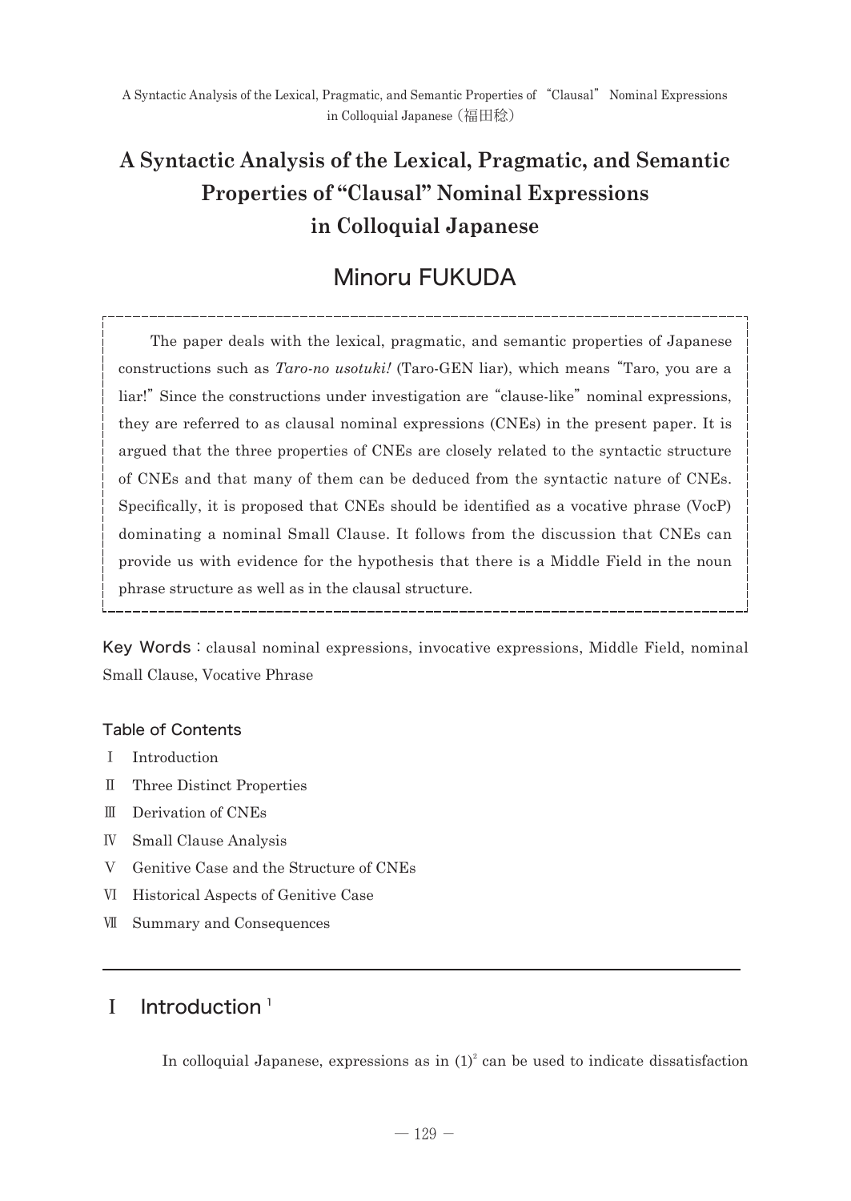# A Syntactic Analysis of the Lexical, Pragmatic, and Semantic Properties of "Clausal" Nominal Expressions in Colloquial Japanese

## Minoru FUKUDA

The paper deals with the lexical, pragmatic, and semantic properties of Japanese constructions such as *Taro-no usotuki!* (Taro-GEN liar), which means "Taro, you are a liar!" Since the constructions under investigation are "clause-like" nominal expressions, they are referred to as clausal nominal expressions (CNEs) in the present paper. It is argued that the three properties of CNEs are closely related to the syntactic structure of CNEs and that many of them can be deduced from the syntactic nature of CNEs. Specifically, it is proposed that CNEs should be identified as a vocative phrase (VocP) dominating a nominal Small Clause. It follows from the discussion that CNEs can provide us with evidence for the hypothesis that there is a Middle Field in the noun phrase structure as well as in the clausal structure.

**Key Words**: clausal nominal expressions, invocative expressions, Middle Field, nominal Small Clause, Vocative Phrase

### Table of Contents

- Ⅰ Introduction
- Ⅱ Three Distinct Properties
- Ⅲ Derivation of CNEs
- Ⅳ Small Clause Analysis
- Ⅴ Genitive Case and the Structure of CNEs
- Ⅵ Historical Aspects of Genitive Case
- Ⅶ Summary and Consequences

---

## Ⅰ Introduction [1]

In colloquial Japanese, expressions as in (1)[2] can be used to indicate dissatisfaction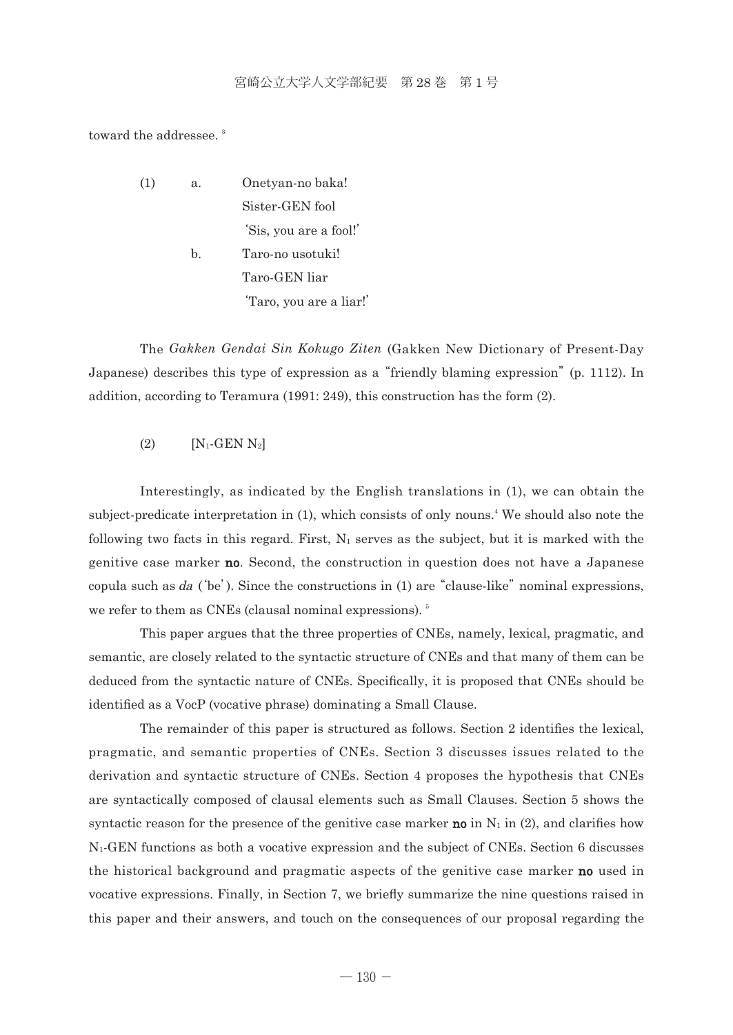toward the addressee. [3]

(1) a. Onetyan-no baka!
   Sister-GEN fool
   'Sis, you are a fool!'

  b. Taro-no usotuki!
   Taro-GEN liar
   'Taro, you are a liar!'

The *Gakken Gendai Sin Kokugo Ziten* (Gakken New Dictionary of Present-Day Japanese) describes this type of expression as a "friendly blaming expression" (p. 1112). In addition, according to Teramura (1991: 249), this construction has the form (2).

(2) [$N_1$-GEN $N_2$]

Interestingly, as indicated by the English translations in (1), we can obtain the subject-predicate interpretation in (1), which consists of only nouns.[4] We should also note the following two facts in this regard. First, $N_1$ serves as the subject, but it is marked with the genitive case marker **no**. Second, the construction in question does not have a Japanese copula such as *da* ('be'). Since the constructions in (1) are "clause-like" nominal expressions, we refer to them as CNEs (clausal nominal expressions). [5]

This paper argues that the three properties of CNEs, namely, lexical, pragmatic, and semantic, are closely related to the syntactic structure of CNEs and that many of them can be deduced from the syntactic nature of CNEs. Specifically, it is proposed that CNEs should be identified as a VocP (vocative phrase) dominating a Small Clause.

The remainder of this paper is structured as follows. Section 2 identifies the lexical, pragmatic, and semantic properties of CNEs. Section 3 discusses issues related to the derivation and syntactic structure of CNEs. Section 4 proposes the hypothesis that CNEs are syntactically composed of clausal elements such as Small Clauses. Section 5 shows the syntactic reason for the presence of the genitive case marker **no** in $N_1$ in (2), and clarifies how $N_1$-GEN functions as both a vocative expression and the subject of CNEs. Section 6 discusses the historical background and pragmatic aspects of the genitive case marker **no** used in vocative expressions. Finally, in Section 7, we briefly summarize the nine questions raised in this paper and their answers, and touch on the consequences of our proposal regarding the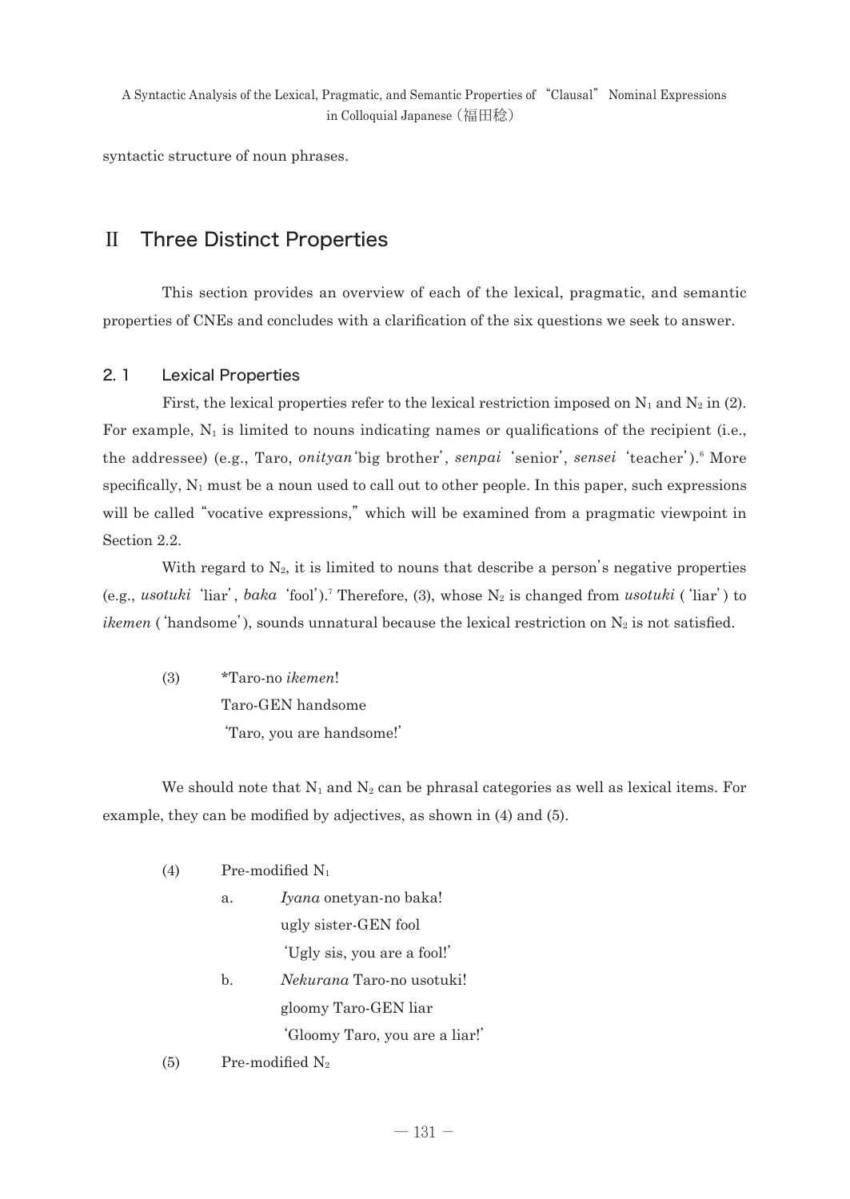syntactic structure of noun phrases.

# II Three Distinct Properties

This section provides an overview of each of the lexical, pragmatic, and semantic properties of CNEs and concludes with a clarification of the six questions we seek to answer.

## 2. 1 Lexical Properties

First, the lexical properties refer to the lexical restriction imposed on $N_1$ and $N_2$ in (2). For example, $N_1$ is limited to nouns indicating names or qualifications of the recipient (i.e., the addressee) (e.g., Taro, *onityan* 'big brother', *senpai* 'senior', *sensei* 'teacher').[6] More specifically, $N_1$ must be a noun used to call out to other people. In this paper, such expressions will be called "vocative expressions," which will be examined from a pragmatic viewpoint in Section 2.2.

With regard to $N_2$, it is limited to nouns that describe a person's negative properties (e.g., *usotuki* 'liar', *baka* 'fool').[7] Therefore, (3), whose $N_2$ is changed from *usotuki* ('liar') to *ikemen* ('handsome'), sounds unnatural because the lexical restriction on $N_2$ is not satisfied.

(3) *Taro-no *ikemen*!
Taro-GEN handsome
'Taro, you are handsome!'

We should note that $N_1$ and $N_2$ can be phrasal categories as well as lexical items. For example, they can be modified by adjectives, as shown in (4) and (5).

(4) Pre-modified $N_1$

a. *Iyana* onetyan-no baka!
ugly sister-GEN fool
'Ugly sis, you are a fool!'

b. *Nekurana* Taro-no usotuki!
gloomy Taro-GEN liar
'Gloomy Taro, you are a liar!'

(5) Pre-modified $N_2$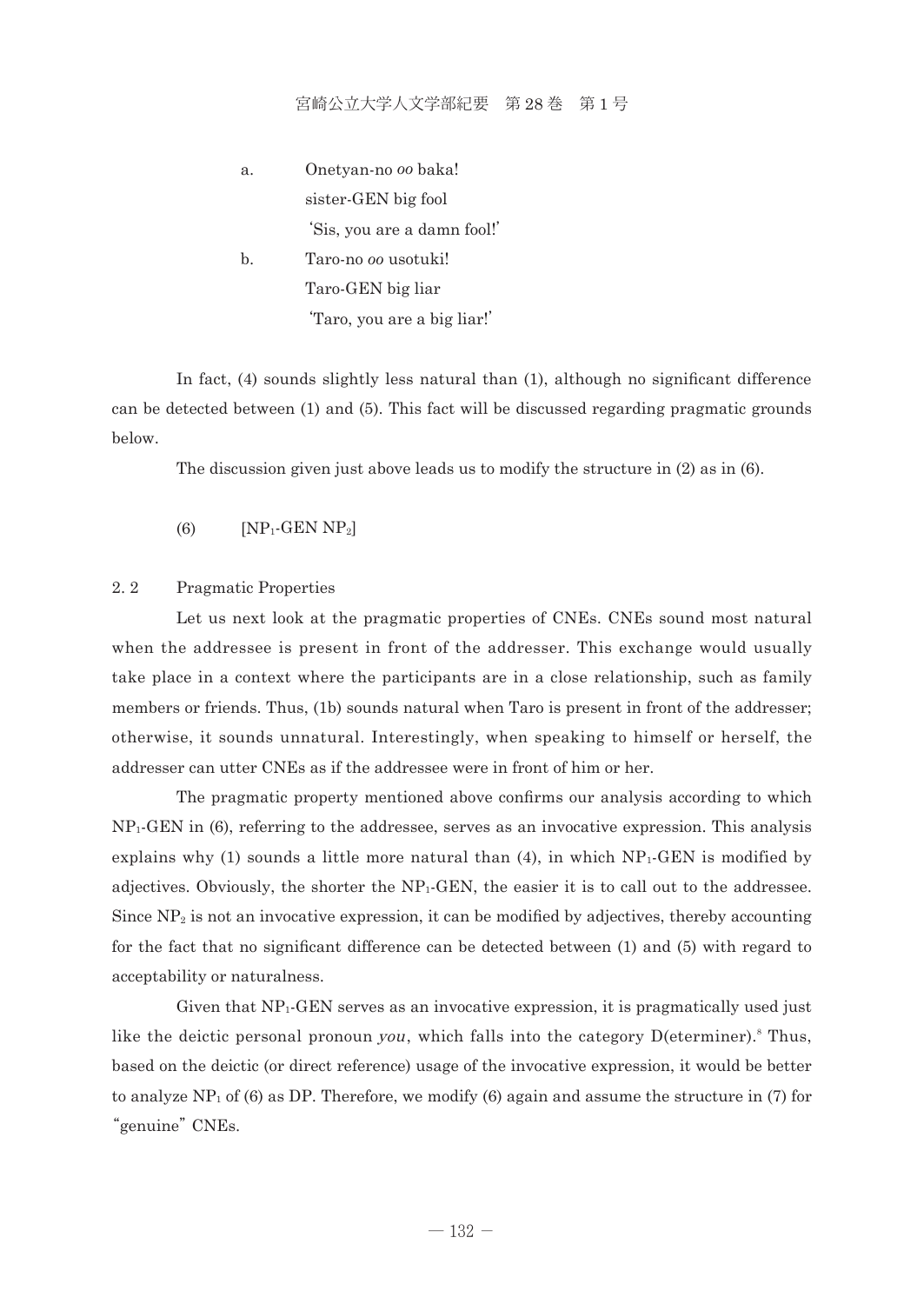a. Onetyan-no *oo* baka!
   sister-GEN big fool
   'Sis, you are a damn fool!'

b. Taro-no *oo* usotuki!
   Taro-GEN big liar
   'Taro, you are a big liar!'

In fact, (4) sounds slightly less natural than (1), although no significant difference can be detected between (1) and (5). This fact will be discussed regarding pragmatic grounds below.

The discussion given just above leads us to modify the structure in (2) as in (6).

(6) [$NP_1$-GEN $NP_2$]

## 2. 2 Pragmatic Properties

Let us next look at the pragmatic properties of CNEs. CNEs sound most natural when the addressee is present in front of the addresser. This exchange would usually take place in a context where the participants are in a close relationship, such as family members or friends. Thus, (1b) sounds natural when Taro is present in front of the addresser; otherwise, it sounds unnatural. Interestingly, when speaking to himself or herself, the addresser can utter CNEs as if the addressee were in front of him or her.

The pragmatic property mentioned above confirms our analysis according to which $NP_1$-GEN in (6), referring to the addressee, serves as an invocative expression. This analysis explains why (1) sounds a little more natural than (4), in which $NP_1$-GEN is modified by adjectives. Obviously, the shorter the $NP_1$-GEN, the easier it is to call out to the addressee. Since $NP_2$ is not an invocative expression, it can be modified by adjectives, thereby accounting for the fact that no significant difference can be detected between (1) and (5) with regard to acceptability or naturalness.

Given that $NP_1$-GEN serves as an invocative expression, it is pragmatically used just like the deictic personal pronoun *you*, which falls into the category D(eterminer).[8] Thus, based on the deictic (or direct reference) usage of the invocative expression, it would be better to analyze $NP_1$ of (6) as DP. Therefore, we modify (6) again and assume the structure in (7) for "genuine" CNEs.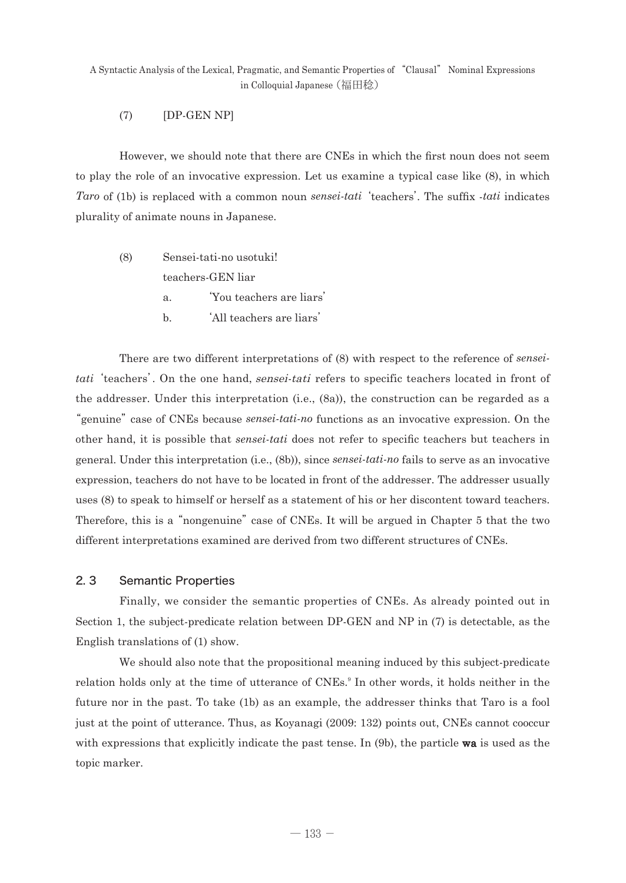(7) [DP-GEN NP]

However, we should note that there are CNEs in which the first noun does not seem to play the role of an invocative expression. Let us examine a typical case like (8), in which *Taro* of (1b) is replaced with a common noun *sensei-tati* 'teachers'. The suffix *-tati* indicates plurality of animate nouns in Japanese.

(8) Sensei-tati-no usotuki!
teachers-GEN liar
a. 'You teachers are liars'
b. 'All teachers are liars'

There are two different interpretations of (8) with respect to the reference of *sensei-tati* 'teachers'. On the one hand, *sensei-tati* refers to specific teachers located in front of the addresser. Under this interpretation (i.e., (8a)), the construction can be regarded as a "genuine" case of CNEs because *sensei-tati-no* functions as an invocative expression. On the other hand, it is possible that *sensei-tati* does not refer to specific teachers but teachers in general. Under this interpretation (i.e., (8b)), since *sensei-tati-no* fails to serve as an invocative expression, teachers do not have to be located in front of the addresser. The addresser usually uses (8) to speak to himself or herself as a statement of his or her discontent toward teachers. Therefore, this is a "nongenuine" case of CNEs. It will be argued in Chapter 5 that the two different interpretations examined are derived from two different structures of CNEs.

## 2.3 Semantic Properties

Finally, we consider the semantic properties of CNEs. As already pointed out in Section 1, the subject-predicate relation between DP-GEN and NP in (7) is detectable, as the English translations of (1) show.

We should also note that the propositional meaning induced by this subject-predicate relation holds only at the time of utterance of CNEs.[9] In other words, it holds neither in the future nor in the past. To take (1b) as an example, the addresser thinks that Taro is a fool just at the point of utterance. Thus, as Koyanagi (2009: 132) points out, CNEs cannot cooccur with expressions that explicitly indicate the past tense. In (9b), the particle **wa** is used as the topic marker.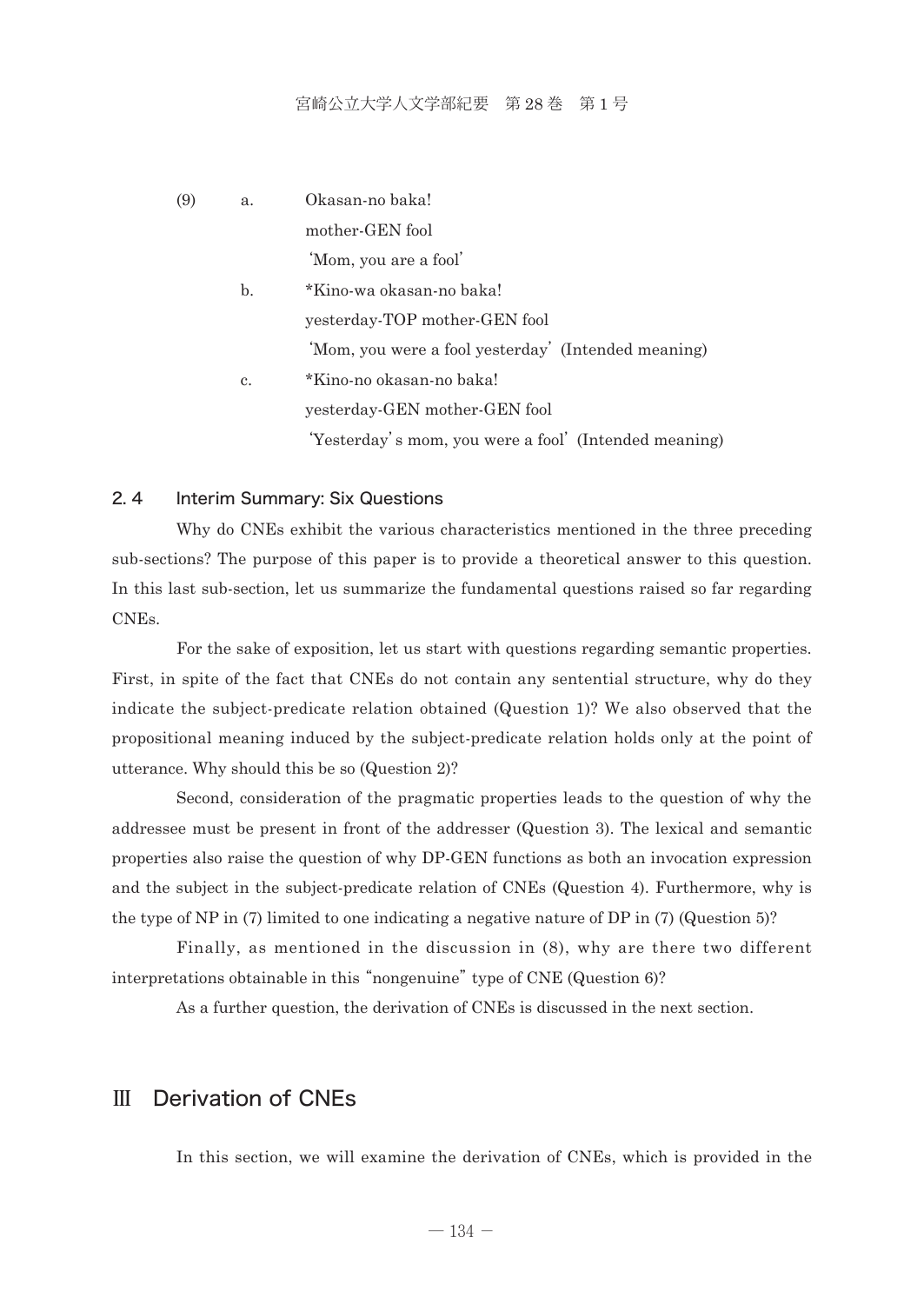(9) a. Okasan-no baka!
mother-GEN fool
'Mom, you are a fool'

b. *Kino-wa okasan-no baka!
yesterday-TOP mother-GEN fool
'Mom, you were a fool yesterday' (Intended meaning)

c. *Kino-no okasan-no baka!
yesterday-GEN mother-GEN fool
'Yesterday's mom, you were a fool' (Intended meaning)

### 2. 4 Interim Summary: Six Questions

Why do CNEs exhibit the various characteristics mentioned in the three preceding sub-sections? The purpose of this paper is to provide a theoretical answer to this question. In this last sub-section, let us summarize the fundamental questions raised so far regarding CNEs.

For the sake of exposition, let us start with questions regarding semantic properties. First, in spite of the fact that CNEs do not contain any sentential structure, why do they indicate the subject-predicate relation obtained (Question 1)? We also observed that the propositional meaning induced by the subject-predicate relation holds only at the point of utterance. Why should this be so (Question 2)?

Second, consideration of the pragmatic properties leads to the question of why the addressee must be present in front of the addresser (Question 3). The lexical and semantic properties also raise the question of why DP-GEN functions as both an invocation expression and the subject in the subject-predicate relation of CNEs (Question 4). Furthermore, why is the type of NP in (7) limited to one indicating a negative nature of DP in (7) (Question 5)?

Finally, as mentioned in the discussion in (8), why are there two different interpretations obtainable in this "nongenuine" type of CNE (Question 6)?

As a further question, the derivation of CNEs is discussed in the next section.

## Ⅲ Derivation of CNEs

In this section, we will examine the derivation of CNEs, which is provided in the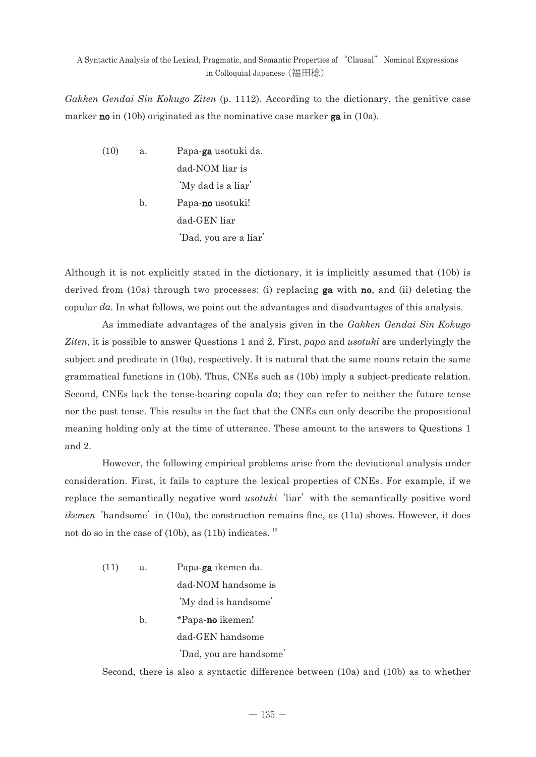*Gakken Gendai Sin Kokugo Ziten* (p. 1112). According to the dictionary, the genitive case marker **no** in (10b) originated as the nominative case marker **ga** in (10a).

(10) a. Papa-**ga** usotuki da.
dad-NOM liar is
'My dad is a liar'

b. Papa-**no** usotuki!
dad-GEN liar
'Dad, you are a liar'

Although it is not explicitly stated in the dictionary, it is implicitly assumed that (10b) is derived from (10a) through two processes: (i) replacing **ga** with **no**, and (ii) deleting the copular *da*. In what follows, we point out the advantages and disadvantages of this analysis.

As immediate advantages of the analysis given in the *Gakken Gendai Sin Kokugo Ziten*, it is possible to answer Questions 1 and 2. First, *papa* and *usotuki* are underlyingly the subject and predicate in (10a), respectively. It is natural that the same nouns retain the same grammatical functions in (10b). Thus, CNEs such as (10b) imply a subject-predicate relation. Second, CNEs lack the tense-bearing copula *da*; they can refer to neither the future tense nor the past tense. This results in the fact that the CNEs can only describe the propositional meaning holding only at the time of utterance. These amount to the answers to Questions 1 and 2.

However, the following empirical problems arise from the deviational analysis under consideration. First, it fails to capture the lexical properties of CNEs. For example, if we replace the semantically negative word *usotuki* 'liar' with the semantically positive word *ikemen* 'handsome' in (10a), the construction remains fine, as (11a) shows. However, it does not do so in the case of (10b), as (11b) indicates. [10]

(11) a. Papa-**ga** ikemen da.
dad-NOM handsome is
'My dad is handsome'

b. *Papa-**no** ikemen!
dad-GEN handsome
'Dad, you are handsome'

Second, there is also a syntactic difference between (10a) and (10b) as to whether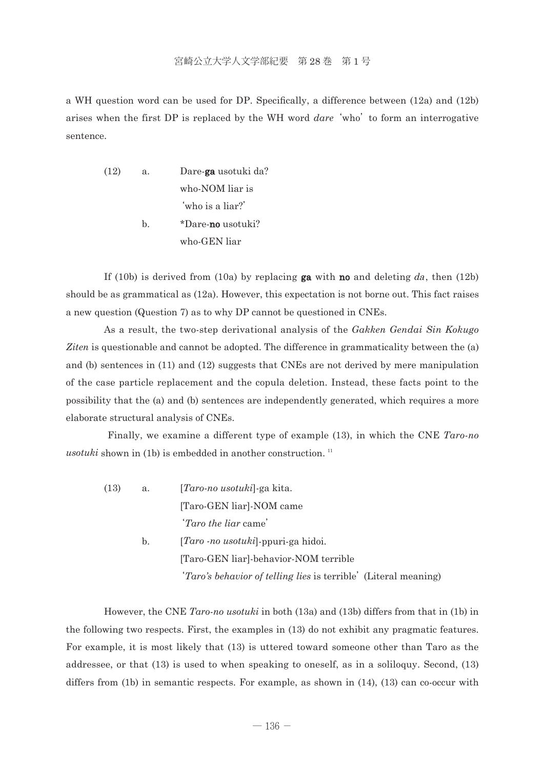a WH question word can be used for DP. Specifically, a difference between (12a) and (12b) arises when the first DP is replaced by the WH word *dare* 'who' to form an interrogative sentence.

(12) a. Dare-**ga** usotuki da?
  who-NOM liar is
  'who is a liar?'
 b. *Dare-**no** usotuki?
  who-GEN liar

If (10b) is derived from (10a) by replacing **ga** with **no** and deleting *da*, then (12b) should be as grammatical as (12a). However, this expectation is not borne out. This fact raises a new question (Question 7) as to why DP cannot be questioned in CNEs.

As a result, the two-step derivational analysis of the *Gakken Gendai Sin Kokugo Ziten* is questionable and cannot be adopted. The difference in grammaticality between the (a) and (b) sentences in (11) and (12) suggests that CNEs are not derived by mere manipulation of the case particle replacement and the copula deletion. Instead, these facts point to the possibility that the (a) and (b) sentences are independently generated, which requires a more elaborate structural analysis of CNEs.

Finally, we examine a different type of example (13), in which the CNE *Taro-no usotuki* shown in (1b) is embedded in another construction.[11]

(13) a. [*Taro-no usotuki*]-ga kita.
  [Taro-GEN liar]-NOM came
  '*Taro the liar* came'
 b. [*Taro -no usotuki*]-ppuri-ga hidoi.
  [Taro-GEN liar]-behavior-NOM terrible
  '*Taro's behavior of telling lies* is terrible' (Literal meaning)

However, the CNE *Taro-no usotuki* in both (13a) and (13b) differs from that in (1b) in the following two respects. First, the examples in (13) do not exhibit any pragmatic features. For example, it is most likely that (13) is uttered toward someone other than Taro as the addressee, or that (13) is used to when speaking to oneself, as in a soliloquy. Second, (13) differs from (1b) in semantic respects. For example, as shown in (14), (13) can co-occur with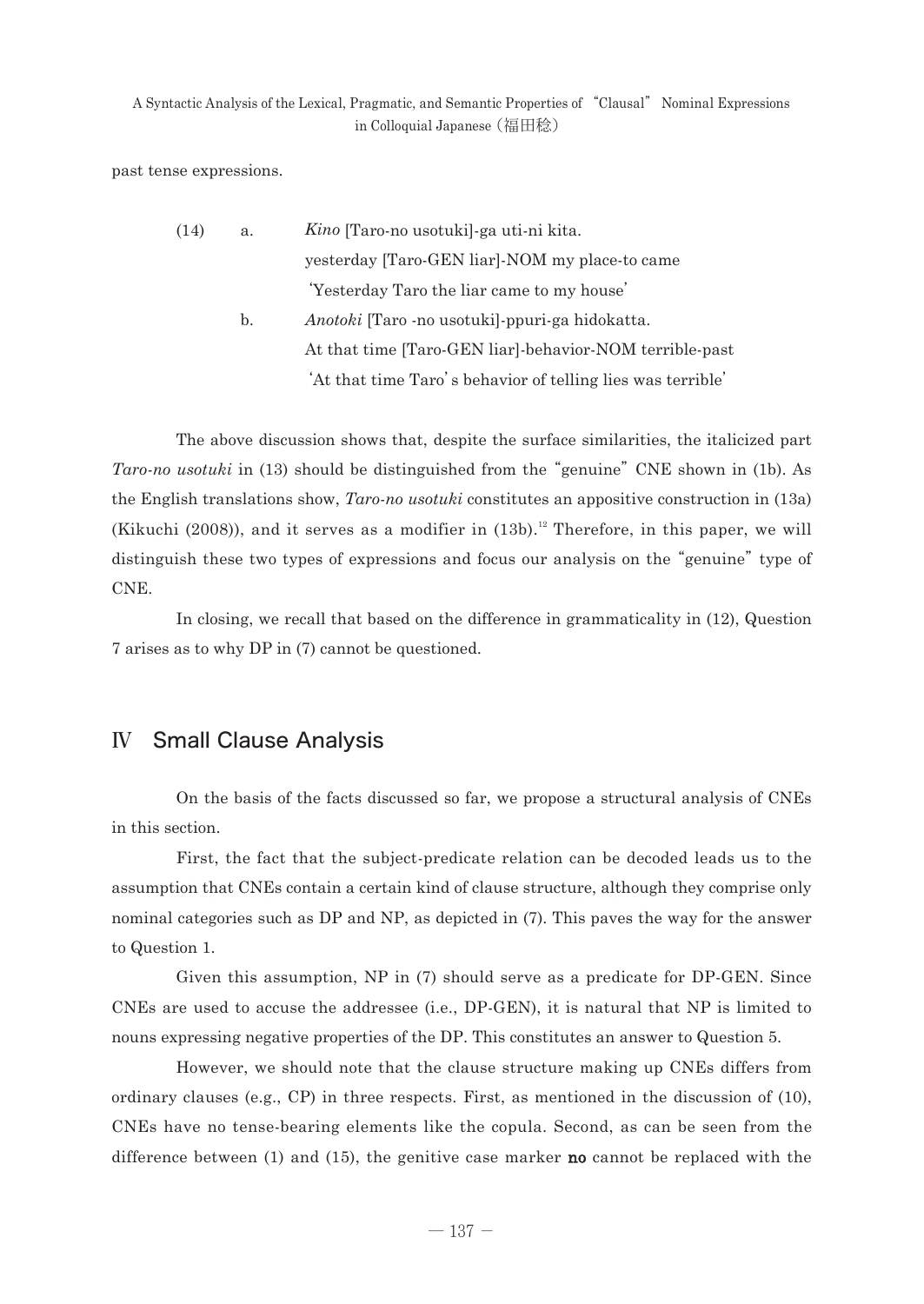past tense expressions.

(14) a. *Kino* [Taro-no usotuki]-ga uti-ni kita.
yesterday [Taro-GEN liar]-NOM my place-to came
'Yesterday Taro the liar came to my house'

b. *Anotoki* [Taro -no usotuki]-ppuri-ga hidokatta.
At that time [Taro-GEN liar]-behavior-NOM terrible-past
'At that time Taro's behavior of telling lies was terrible'

The above discussion shows that, despite the surface similarities, the italicized part *Taro-no usotuki* in (13) should be distinguished from the "genuine" CNE shown in (1b). As the English translations show, *Taro-no usotuki* constitutes an appositive construction in (13a) (Kikuchi (2008)), and it serves as a modifier in (13b).[12] Therefore, in this paper, we will distinguish these two types of expressions and focus our analysis on the "genuine" type of CNE.

In closing, we recall that based on the difference in grammaticality in (12), Question 7 arises as to why DP in (7) cannot be questioned.

## Ⅳ Small Clause Analysis

On the basis of the facts discussed so far, we propose a structural analysis of CNEs in this section.

First, the fact that the subject-predicate relation can be decoded leads us to the assumption that CNEs contain a certain kind of clause structure, although they comprise only nominal categories such as DP and NP, as depicted in (7). This paves the way for the answer to Question 1.

Given this assumption, NP in (7) should serve as a predicate for DP-GEN. Since CNEs are used to accuse the addressee (i.e., DP-GEN), it is natural that NP is limited to nouns expressing negative properties of the DP. This constitutes an answer to Question 5.

However, we should note that the clause structure making up CNEs differs from ordinary clauses (e.g., CP) in three respects. First, as mentioned in the discussion of (10), CNEs have no tense-bearing elements like the copula. Second, as can be seen from the difference between (1) and (15), the genitive case marker **no** cannot be replaced with the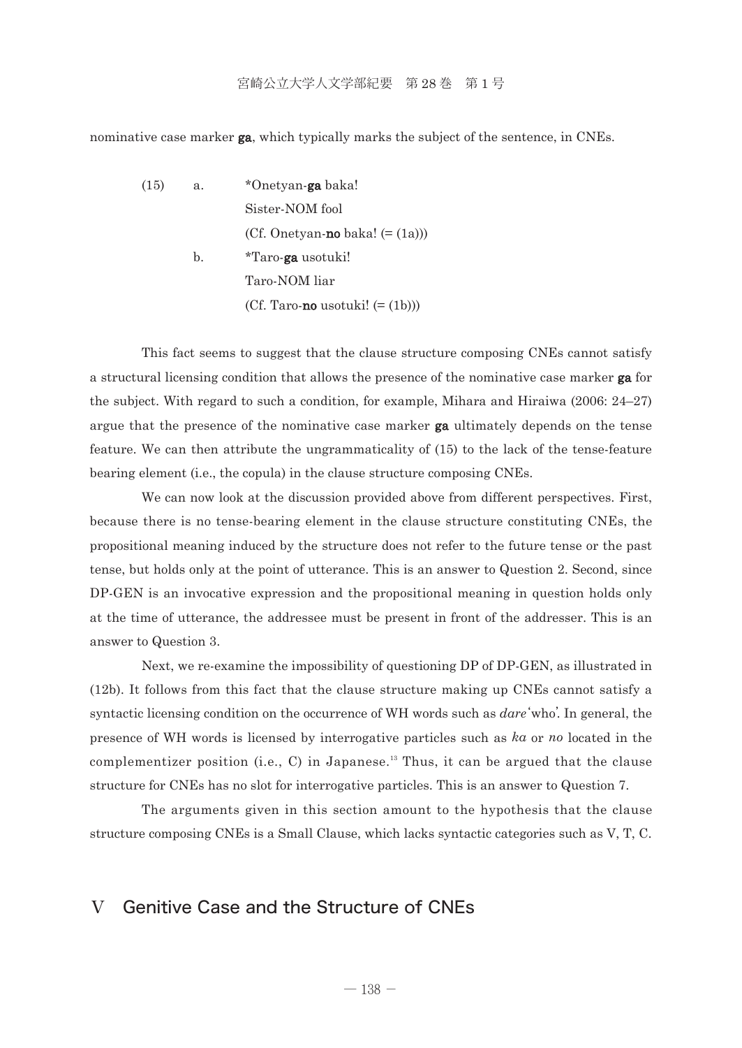nominative case marker **ga**, which typically marks the subject of the sentence, in CNEs.

(15) a. *Onetyan-**ga** baka!
Sister-NOM fool
(Cf. Onetyan-**no** baka! (= (1a)))

b. *Taro-**ga** usotuki!
Taro-NOM liar
(Cf. Taro-**no** usotuki! (= (1b)))

This fact seems to suggest that the clause structure composing CNEs cannot satisfy a structural licensing condition that allows the presence of the nominative case marker **ga** for the subject. With regard to such a condition, for example, Mihara and Hiraiwa (2006: 24–27) argue that the presence of the nominative case marker **ga** ultimately depends on the tense feature. We can then attribute the ungrammaticality of (15) to the lack of the tense-feature bearing element (i.e., the copula) in the clause structure composing CNEs.

We can now look at the discussion provided above from different perspectives. First, because there is no tense-bearing element in the clause structure constituting CNEs, the propositional meaning induced by the structure does not refer to the future tense or the past tense, but holds only at the point of utterance. This is an answer to Question 2. Second, since DP-GEN is an invocative expression and the propositional meaning in question holds only at the time of utterance, the addressee must be present in front of the addresser. This is an answer to Question 3.

Next, we re-examine the impossibility of questioning DP of DP-GEN, as illustrated in (12b). It follows from this fact that the clause structure making up CNEs cannot satisfy a syntactic licensing condition on the occurrence of WH words such as *dare* 'who'. In general, the presence of WH words is licensed by interrogative particles such as *ka* or *no* located in the complementizer position (i.e., C) in Japanese.[13] Thus, it can be argued that the clause structure for CNEs has no slot for interrogative particles. This is an answer to Question 7.

The arguments given in this section amount to the hypothesis that the clause structure composing CNEs is a Small Clause, which lacks syntactic categories such as V, T, C.

## V Genitive Case and the Structure of CNEs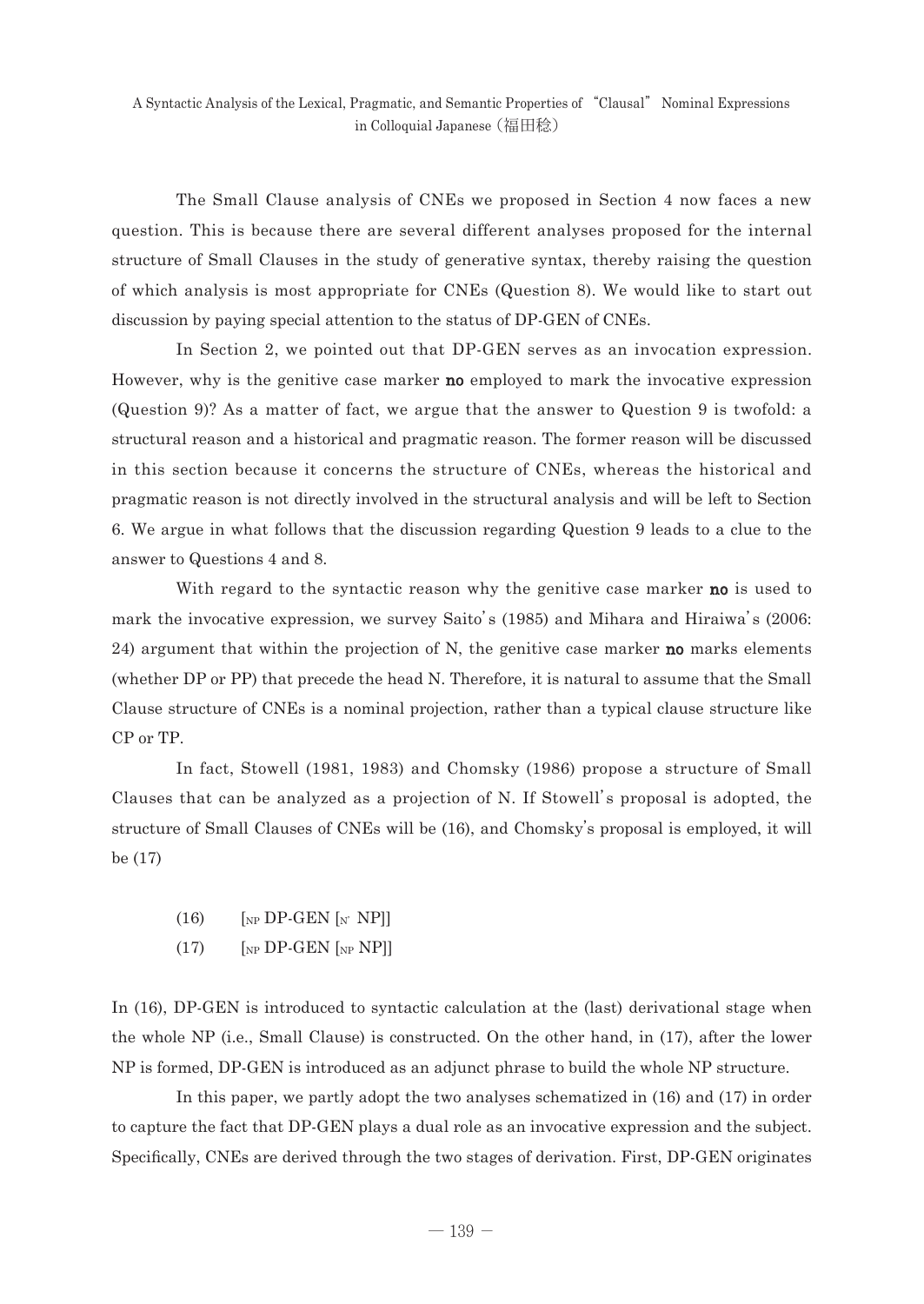The Small Clause analysis of CNEs we proposed in Section 4 now faces a new question. This is because there are several different analyses proposed for the internal structure of Small Clauses in the study of generative syntax, thereby raising the question of which analysis is most appropriate for CNEs (Question 8). We would like to start out discussion by paying special attention to the status of DP-GEN of CNEs.

In Section 2, we pointed out that DP-GEN serves as an invocation expression. However, why is the genitive case marker **no** employed to mark the invocative expression (Question 9)? As a matter of fact, we argue that the answer to Question 9 is twofold: a structural reason and a historical and pragmatic reason. The former reason will be discussed in this section because it concerns the structure of CNEs, whereas the historical and pragmatic reason is not directly involved in the structural analysis and will be left to Section 6. We argue in what follows that the discussion regarding Question 9 leads to a clue to the answer to Questions 4 and 8.

With regard to the syntactic reason why the genitive case marker **no** is used to mark the invocative expression, we survey Saito's (1985) and Mihara and Hiraiwa's (2006: 24) argument that within the projection of N, the genitive case marker **no** marks elements (whether DP or PP) that precede the head N. Therefore, it is natural to assume that the Small Clause structure of CNEs is a nominal projection, rather than a typical clause structure like CP or TP.

In fact, Stowell (1981, 1983) and Chomsky (1986) propose a structure of Small Clauses that can be analyzed as a projection of N. If Stowell's proposal is adopted, the structure of Small Clauses of CNEs will be (16), and Chomsky's proposal is employed, it will be (17)

(16) $[_{NP}$ DP-GEN $[_{N'}$ NP$]]$

(17) $[_{NP}$ DP-GEN $[_{NP}$ NP$]]$

In (16), DP-GEN is introduced to syntactic calculation at the (last) derivational stage when the whole NP (i.e., Small Clause) is constructed. On the other hand, in (17), after the lower NP is formed, DP-GEN is introduced as an adjunct phrase to build the whole NP structure.

In this paper, we partly adopt the two analyses schematized in (16) and (17) in order to capture the fact that DP-GEN plays a dual role as an invocative expression and the subject. Specifically, CNEs are derived through the two stages of derivation. First, DP-GEN originates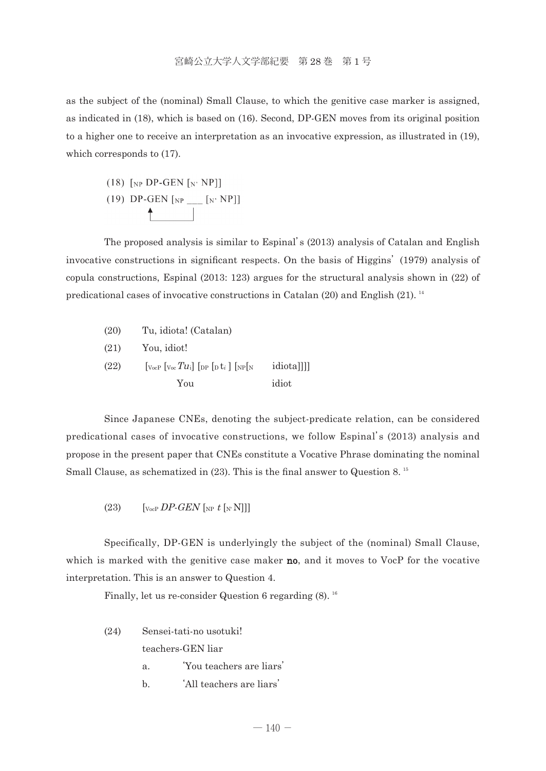as the subject of the (nominal) Small Clause, to which the genitive case marker is assigned, as indicated in (18), which is based on (16). Second, DP-GEN moves from its original position to a higher one to receive an interpretation as an invocative expression, as illustrated in (19), which corresponds to (17).

(18) $[_{NP}$ DP-GEN $[_{N'}$ NP]]

(19) DP-GEN $[_{NP}$ ___ $[_{N'}$ NP]]

The proposed analysis is similar to Espinal's (2013) analysis of Catalan and English invocative constructions in significant respects. On the basis of Higgins' (1979) analysis of copula constructions, Espinal (2013: 123) argues for the structural analysis shown in (22) of predicational cases of invocative constructions in Catalan (20) and English (21). [14]

(20) Tu, idiota! (Catalan)

(21) You, idiot!

(22) $[_{VocP}$ $[_{Voc}$ *Tu*$_i$] $[_{DP}$ $[_{D}$ t$_i$ ] $[_{NP}[_{N}$ idiota]]]]
You idiot

Since Japanese CNEs, denoting the subject-predicate relation, can be considered predicational cases of invocative constructions, we follow Espinal's (2013) analysis and propose in the present paper that CNEs constitute a Vocative Phrase dominating the nominal Small Clause, as schematized in (23). This is the final answer to Question 8. [15]

(23) $[_{VocP}$ *DP-GEN* $[_{NP}$ *t* $[_{N'}$ N]]]

Specifically, DP-GEN is underlyingly the subject of the (nominal) Small Clause, which is marked with the genitive case maker **no**, and it moves to VocP for the vocative interpretation. This is an answer to Question 4.

Finally, let us re-consider Question 6 regarding (8). [16]

(24) Sensei-tati-no usotuki!
teachers-GEN liar
a. 'You teachers are liars'
b. 'All teachers are liars'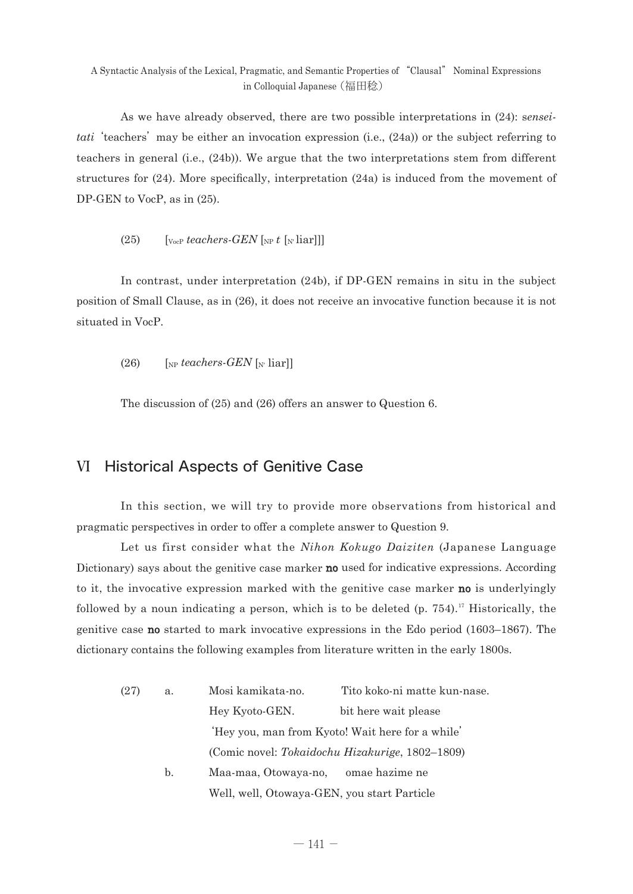As we have already observed, there are two possible interpretations in (24): *sensei-tati* 'teachers' may be either an invocation expression (i.e., (24a)) or the subject referring to teachers in general (i.e., (24b)). We argue that the two interpretations stem from different structures for (24). More specifically, interpretation (24a) is induced from the movement of DP-GEN to VocP, as in (25).

(25) $[_{VocP}$ *teachers-GEN* $[_{NP}$ *t* $[_{N'}$ liar$]]]$

In contrast, under interpretation (24b), if DP-GEN remains in situ in the subject position of Small Clause, as in (26), it does not receive an invocative function because it is not situated in VocP.

(26) $[_{NP}$ *teachers-GEN* $[_{N'}$ liar$]]$

The discussion of (25) and (26) offers an answer to Question 6.

## Ⅵ Historical Aspects of Genitive Case

In this section, we will try to provide more observations from historical and pragmatic perspectives in order to offer a complete answer to Question 9.

Let us first consider what the *Nihon Kokugo Daiziten* (Japanese Language Dictionary) says about the genitive case marker **no** used for indicative expressions. According to it, the invocative expression marked with the genitive case marker **no** is underlyingly followed by a noun indicating a person, which is to be deleted (p. 754).[17] Historically, the genitive case **no** started to mark invocative expressions in the Edo period (1603–1867). The dictionary contains the following examples from literature written in the early 1800s.

(27) a. Mosi kamikata-no. Tito koko-ni matte kun-nase.
Hey Kyoto-GEN. bit here wait please
'Hey you, man from Kyoto! Wait here for a while'
(Comic novel: *Tokaidochu Hizakurige*, 1802–1809)

b. Maa-maa, Otowaya-no, omae hazime ne
Well, well, Otowaya-GEN, you start Particle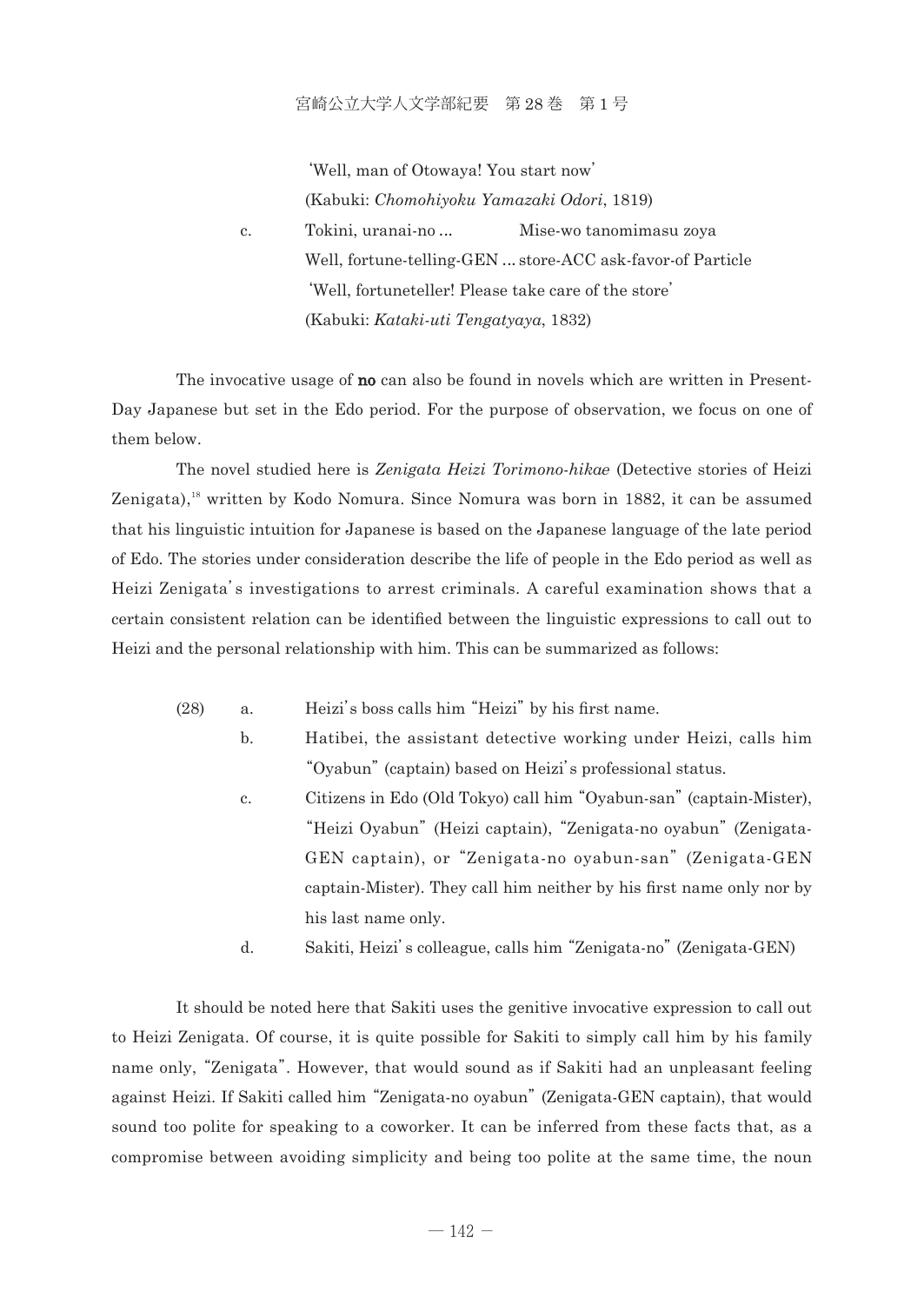'Well, man of Otowaya! You start now'
(Kabuki: *Chomohiyoku Yamazaki Odori*, 1819)

c. Tokini, uranai-no ... Mise-wo tanomimasu zoya
Well, fortune-telling-GEN ... store-ACC ask-favor-of Particle
'Well, fortuneteller! Please take care of the store'
(Kabuki: *Kataki-uti Tengatyaya*, 1832)

The invocative usage of **no** can also be found in novels which are written in Present-Day Japanese but set in the Edo period. For the purpose of observation, we focus on one of them below.

The novel studied here is *Zenigata Heizi Torimono-hikae* (Detective stories of Heizi Zenigata),[18] written by Kodo Nomura. Since Nomura was born in 1882, it can be assumed that his linguistic intuition for Japanese is based on the Japanese language of the late period of Edo. The stories under consideration describe the life of people in the Edo period as well as Heizi Zenigata's investigations to arrest criminals. A careful examination shows that a certain consistent relation can be identified between the linguistic expressions to call out to Heizi and the personal relationship with him. This can be summarized as follows:

(28) a. Heizi's boss calls him "Heizi" by his first name.

b. Hatibei, the assistant detective working under Heizi, calls him "Oyabun" (captain) based on Heizi's professional status.

c. Citizens in Edo (Old Tokyo) call him "Oyabun-san" (captain-Mister), "Heizi Oyabun" (Heizi captain), "Zenigata-no oyabun" (Zenigata-GEN captain), or "Zenigata-no oyabun-san" (Zenigata-GEN captain-Mister). They call him neither by his first name only nor by his last name only.

d. Sakiti, Heizi's colleague, calls him "Zenigata-no" (Zenigata-GEN)

It should be noted here that Sakiti uses the genitive invocative expression to call out to Heizi Zenigata. Of course, it is quite possible for Sakiti to simply call him by his family name only, "Zenigata". However, that would sound as if Sakiti had an unpleasant feeling against Heizi. If Sakiti called him "Zenigata-no oyabun" (Zenigata-GEN captain), that would sound too polite for speaking to a coworker. It can be inferred from these facts that, as a compromise between avoiding simplicity and being too polite at the same time, the noun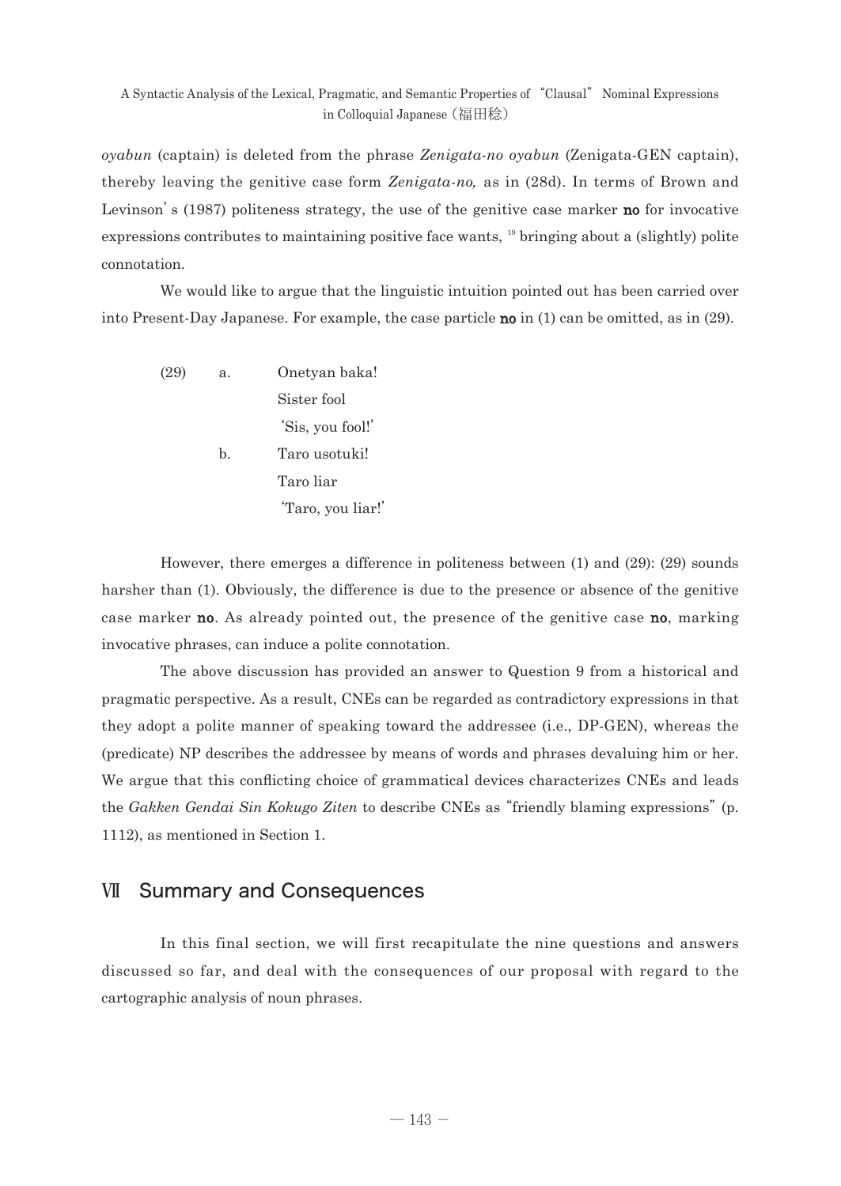*oyabun* (captain) is deleted from the phrase *Zenigata-no oyabun* (Zenigata-GEN captain), thereby leaving the genitive case form *Zenigata-no,* as in (28d). In terms of Brown and Levinson's (1987) politeness strategy, the use of the genitive case marker **no** for invocative expressions contributes to maintaining positive face wants, [19] bringing about a (slightly) polite connotation.

We would like to argue that the linguistic intuition pointed out has been carried over into Present-Day Japanese. For example, the case particle **no** in (1) can be omitted, as in (29).

(29) a. Onetyan baka!
Sister fool
'Sis, you fool!'

b. Taro usotuki!
Taro liar
'Taro, you liar!'

However, there emerges a difference in politeness between (1) and (29): (29) sounds harsher than (1). Obviously, the difference is due to the presence or absence of the genitive case marker **no**. As already pointed out, the presence of the genitive case **no**, marking invocative phrases, can induce a polite connotation.

The above discussion has provided an answer to Question 9 from a historical and pragmatic perspective. As a result, CNEs can be regarded as contradictory expressions in that they adopt a polite manner of speaking toward the addressee (i.e., DP-GEN), whereas the (predicate) NP describes the addressee by means of words and phrases devaluing him or her. We argue that this conflicting choice of grammatical devices characterizes CNEs and leads the *Gakken Gendai Sin Kokugo Ziten* to describe CNEs as "friendly blaming expressions" (p. 1112), as mentioned in Section 1.

## Ⅶ Summary and Consequences

In this final section, we will first recapitulate the nine questions and answers discussed so far, and deal with the consequences of our proposal with regard to the cartographic analysis of noun phrases.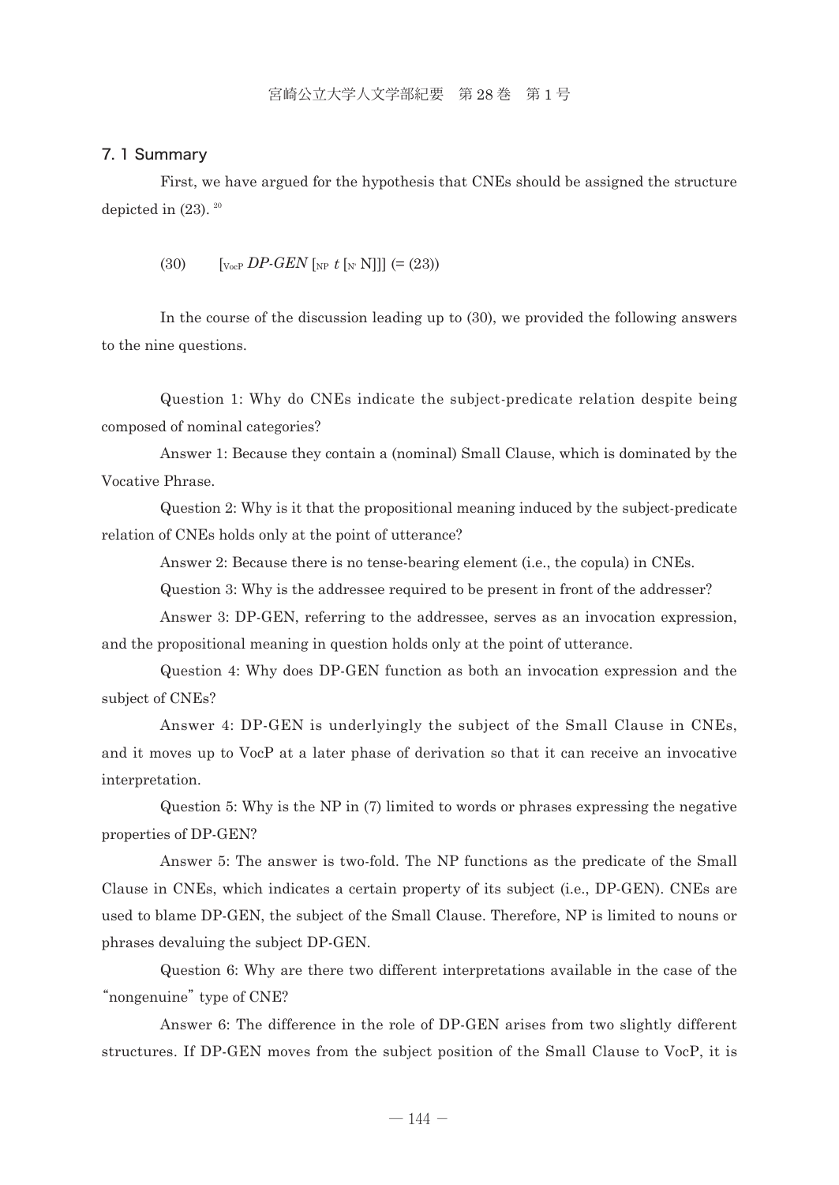## 7. 1 Summary

First, we have argued for the hypothesis that CNEs should be assigned the structure depicted in (23).[20]

(30) [$_{\text{VocP}}$ *DP-GEN* [$_{\text{NP}}$ *t* [$_{\text{N'}}$ N]]] (= (23))

In the course of the discussion leading up to (30), we provided the following answers to the nine questions.

Question 1: Why do CNEs indicate the subject-predicate relation despite being composed of nominal categories?

Answer 1: Because they contain a (nominal) Small Clause, which is dominated by the Vocative Phrase.

Question 2: Why is it that the propositional meaning induced by the subject-predicate relation of CNEs holds only at the point of utterance?

Answer 2: Because there is no tense-bearing element (i.e., the copula) in CNEs.

Question 3: Why is the addressee required to be present in front of the addresser?

Answer 3: DP-GEN, referring to the addressee, serves as an invocation expression, and the propositional meaning in question holds only at the point of utterance.

Question 4: Why does DP-GEN function as both an invocation expression and the subject of CNEs?

Answer 4: DP-GEN is underlyingly the subject of the Small Clause in CNEs, and it moves up to VocP at a later phase of derivation so that it can receive an invocative interpretation.

Question 5: Why is the NP in (7) limited to words or phrases expressing the negative properties of DP-GEN?

Answer 5: The answer is two-fold. The NP functions as the predicate of the Small Clause in CNEs, which indicates a certain property of its subject (i.e., DP-GEN). CNEs are used to blame DP-GEN, the subject of the Small Clause. Therefore, NP is limited to nouns or phrases devaluing the subject DP-GEN.

Question 6: Why are there two different interpretations available in the case of the "nongenuine" type of CNE?

Answer 6: The difference in the role of DP-GEN arises from two slightly different structures. If DP-GEN moves from the subject position of the Small Clause to VocP, it is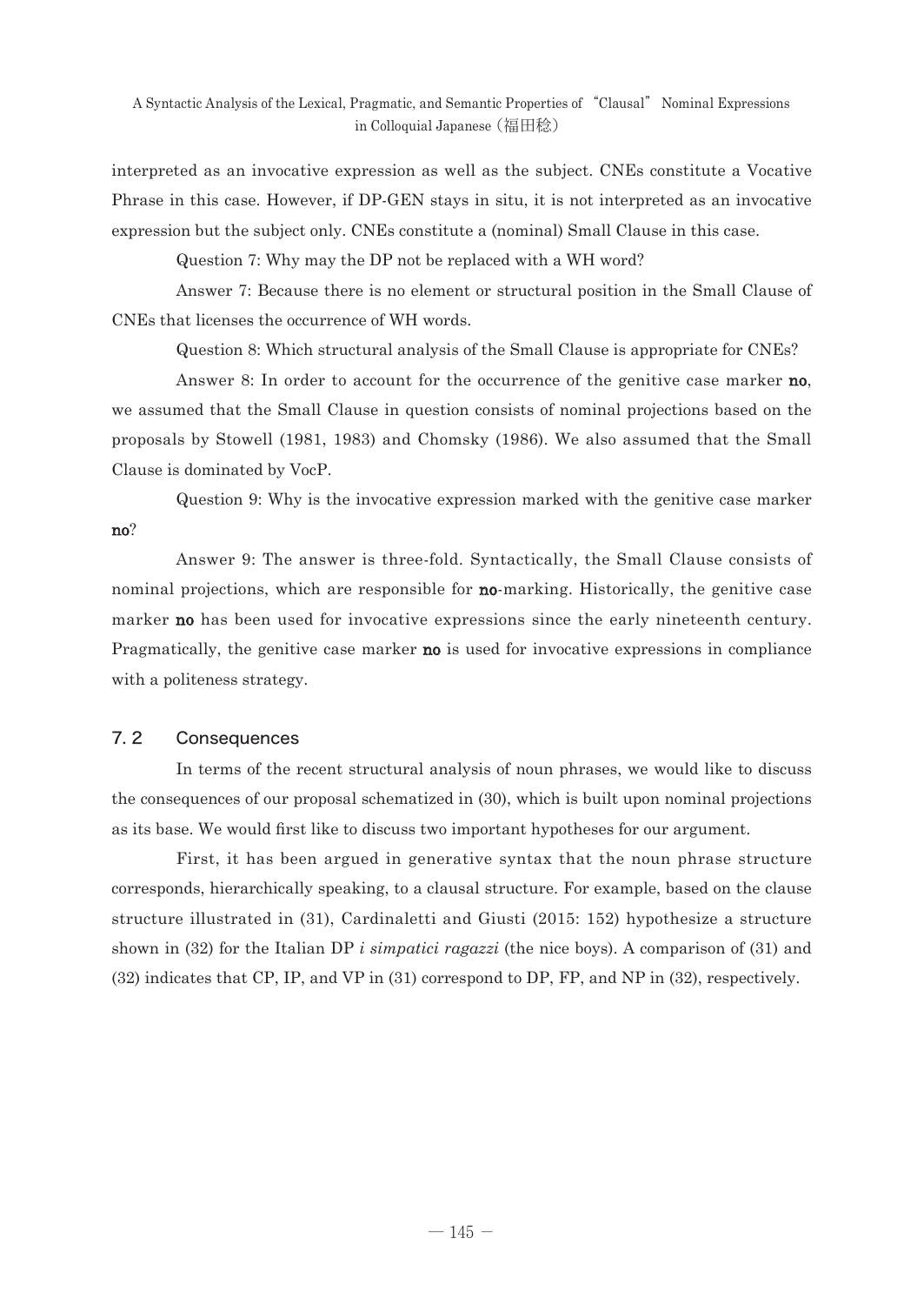interpreted as an invocative expression as well as the subject. CNEs constitute a Vocative Phrase in this case. However, if DP-GEN stays in situ, it is not interpreted as an invocative expression but the subject only. CNEs constitute a (nominal) Small Clause in this case.

Question 7: Why may the DP not be replaced with a WH word?

Answer 7: Because there is no element or structural position in the Small Clause of CNEs that licenses the occurrence of WH words.

Question 8: Which structural analysis of the Small Clause is appropriate for CNEs?

Answer 8: In order to account for the occurrence of the genitive case marker **no**, we assumed that the Small Clause in question consists of nominal projections based on the proposals by Stowell (1981, 1983) and Chomsky (1986). We also assumed that the Small Clause is dominated by VocP.

Question 9: Why is the invocative expression marked with the genitive case marker **no**?

Answer 9: The answer is three-fold. Syntactically, the Small Clause consists of nominal projections, which are responsible for **no**-marking. Historically, the genitive case marker **no** has been used for invocative expressions since the early nineteenth century. Pragmatically, the genitive case marker **no** is used for invocative expressions in compliance with a politeness strategy.

## 7. 2 Consequences

In terms of the recent structural analysis of noun phrases, we would like to discuss the consequences of our proposal schematized in (30), which is built upon nominal projections as its base. We would first like to discuss two important hypotheses for our argument.

First, it has been argued in generative syntax that the noun phrase structure corresponds, hierarchically speaking, to a clausal structure. For example, based on the clause structure illustrated in (31), Cardinaletti and Giusti (2015: 152) hypothesize a structure shown in (32) for the Italian DP *i simpatici ragazzi* (the nice boys). A comparison of (31) and (32) indicates that CP, IP, and VP in (31) correspond to DP, FP, and NP in (32), respectively.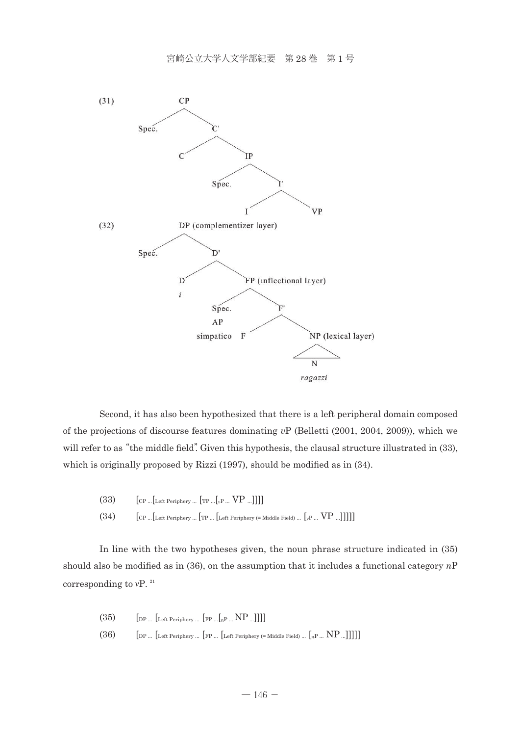(31)

```
CP
├── Spec.
└── C'
    ├── C
    └── IP
        ├── Spec.
        └── I'
            ├── I
            └── VP
```

(32)

```
DP (complementizer layer)
├── Spec.
└── D'
    ├── D
    │   i
    └── FP (inflectional layer)
        ├── Spec.
        │   AP
        │   simpatico
        └── F'
            ├── F
            └── NP (lexical layer)
                └── N
                    ragazzi
```

Second, it has also been hypothesized that there is a left peripheral domain composed of the projections of discourse features dominating *v*P (Belletti (2001, 2004, 2009)), which we will refer to as "the middle field". Given this hypothesis, the clausal structure illustrated in (33), which is originally proposed by Rizzi (1997), should be modified as in (34).

(33) $[_{CP} \ldots [_{\text{Left Periphery}} \ldots [_{TP} \ldots [_{vP} \ldots \text{VP} \ldots]]]]$

(34) $[_{CP} \ldots [_{\text{Left Periphery}} \ldots [_{TP} \ldots [_{\text{Left Periphery (= Middle Field)}} \ldots [_{vP} \ldots \text{VP} \ldots]]]]]$

In line with the two hypotheses given, the noun phrase structure indicated in (35) should also be modified as in (36), on the assumption that it includes a functional category *n*P corresponding to *v*P. [21]

(35) $[_{DP} \ldots [_{\text{Left Periphery}} \ldots [_{FP} \ldots [_{nP} \ldots \text{NP} \ldots]]]]$

(36) $[_{DP} \ldots [_{\text{Left Periphery}} \ldots [_{FP} \ldots [_{\text{Left Periphery (= Middle Field)}} \ldots [_{nP} \ldots \text{NP} \ldots]]]]]$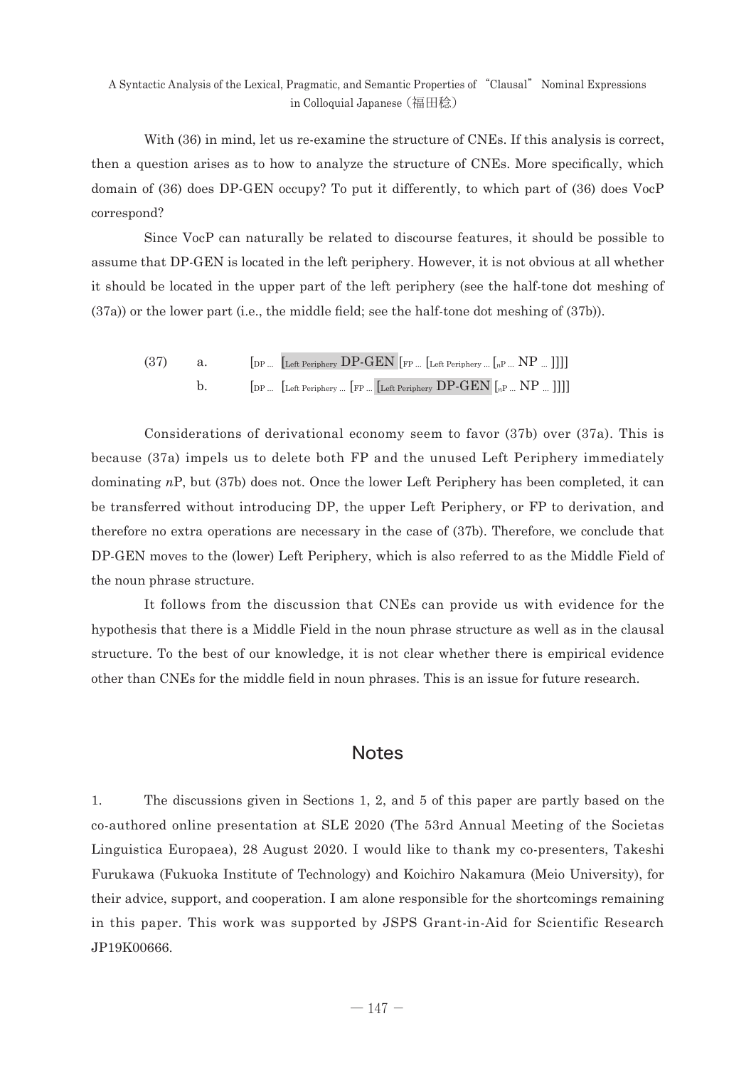With (36) in mind, let us re-examine the structure of CNEs. If this analysis is correct, then a question arises as to how to analyze the structure of CNEs. More specifically, which domain of (36) does DP-GEN occupy? To put it differently, to which part of (36) does VocP correspond?

Since VocP can naturally be related to discourse features, it should be possible to assume that DP-GEN is located in the left periphery. However, it is not obvious at all whether it should be located in the upper part of the left periphery (see the half-tone dot meshing of (37a)) or the lower part (i.e., the middle field; see the half-tone dot meshing of (37b)).

(37) a. $[_{DP\ ...}\ [_{Left\ Periphery}\ \text{DP-GEN}\ [_{FP\ ...}\ [_{Left\ Periphery\ ...}\ [_{nP\ ...}\ \text{NP}\ ...\ ]]]]$

b. $[_{DP\ ...}\ [_{Left\ Periphery\ ...}\ [_{FP\ ...}\ [_{Left\ Periphery}\ \text{DP-GEN}\ [_{nP\ ...}\ \text{NP}\ ...\ ]]]]$

Considerations of derivational economy seem to favor (37b) over (37a). This is because (37a) impels us to delete both FP and the unused Left Periphery immediately dominating *n*P, but (37b) does not. Once the lower Left Periphery has been completed, it can be transferred without introducing DP, the upper Left Periphery, or FP to derivation, and therefore no extra operations are necessary in the case of (37b). Therefore, we conclude that DP-GEN moves to the (lower) Left Periphery, which is also referred to as the Middle Field of the noun phrase structure.

It follows from the discussion that CNEs can provide us with evidence for the hypothesis that there is a Middle Field in the noun phrase structure as well as in the clausal structure. To the best of our knowledge, it is not clear whether there is empirical evidence other than CNEs for the middle field in noun phrases. This is an issue for future research.

## Notes

1. The discussions given in Sections 1, 2, and 5 of this paper are partly based on the co-authored online presentation at SLE 2020 (The 53rd Annual Meeting of the Societas Linguistica Europaea), 28 August 2020. I would like to thank my co-presenters, Takeshi Furukawa (Fukuoka Institute of Technology) and Koichiro Nakamura (Meio University), for their advice, support, and cooperation. I am alone responsible for the shortcomings remaining in this paper. This work was supported by JSPS Grant-in-Aid for Scientific Research JP19K00666.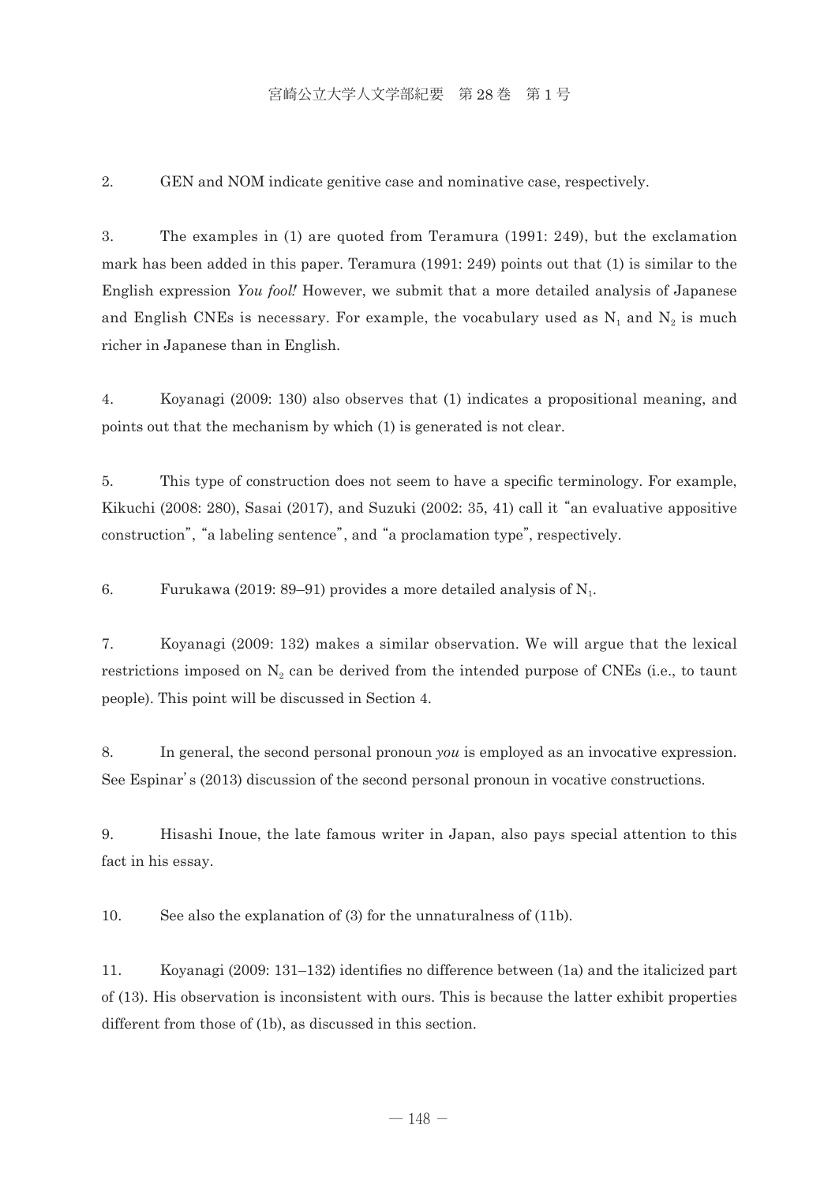2. GEN and NOM indicate genitive case and nominative case, respectively.

3. The examples in (1) are quoted from Teramura (1991: 249), but the exclamation mark has been added in this paper. Teramura (1991: 249) points out that (1) is similar to the English expression *You fool!* However, we submit that a more detailed analysis of Japanese and English CNEs is necessary. For example, the vocabulary used as $N_1$ and $N_2$ is much richer in Japanese than in English.

4. Koyanagi (2009: 130) also observes that (1) indicates a propositional meaning, and points out that the mechanism by which (1) is generated is not clear.

5. This type of construction does not seem to have a specific terminology. For example, Kikuchi (2008: 280), Sasai (2017), and Suzuki (2002: 35, 41) call it "an evaluative appositive construction", "a labeling sentence", and "a proclamation type", respectively.

6. Furukawa (2019: 89–91) provides a more detailed analysis of $N_1$.

7. Koyanagi (2009: 132) makes a similar observation. We will argue that the lexical restrictions imposed on $N_2$ can be derived from the intended purpose of CNEs (i.e., to taunt people). This point will be discussed in Section 4.

8. In general, the second personal pronoun *you* is employed as an invocative expression. See Espinar's (2013) discussion of the second personal pronoun in vocative constructions.

9. Hisashi Inoue, the late famous writer in Japan, also pays special attention to this fact in his essay.

10. See also the explanation of (3) for the unnaturalness of (11b).

11. Koyanagi (2009: 131–132) identifies no difference between (1a) and the italicized part of (13). His observation is inconsistent with ours. This is because the latter exhibit properties different from those of (1b), as discussed in this section.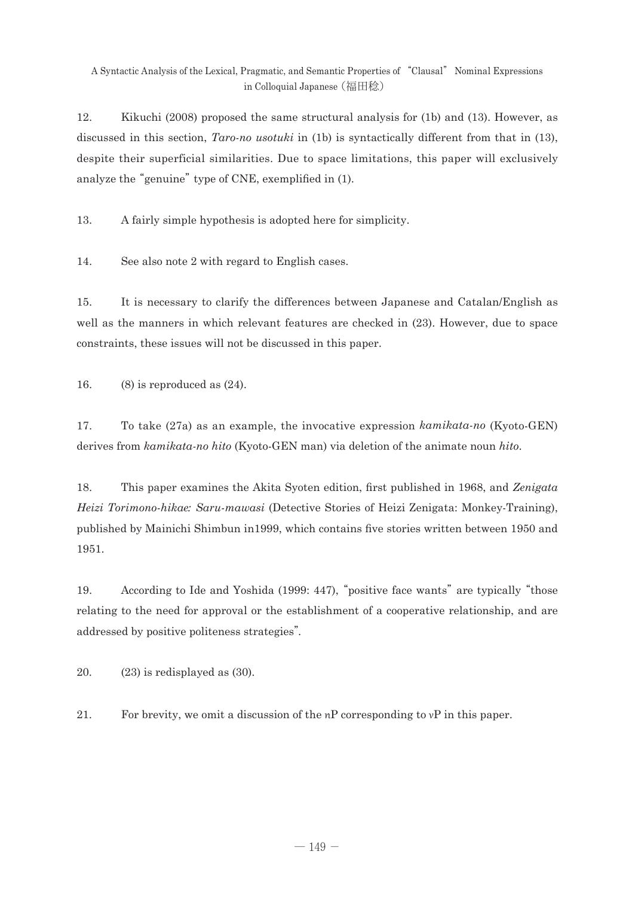12. Kikuchi (2008) proposed the same structural analysis for (1b) and (13). However, as discussed in this section, *Taro-no usotuki* in (1b) is syntactically different from that in (13), despite their superficial similarities. Due to space limitations, this paper will exclusively analyze the "genuine" type of CNE, exemplified in (1).

13. A fairly simple hypothesis is adopted here for simplicity.

14. See also note 2 with regard to English cases.

15. It is necessary to clarify the differences between Japanese and Catalan/English as well as the manners in which relevant features are checked in (23). However, due to space constraints, these issues will not be discussed in this paper.

16. (8) is reproduced as (24).

17. To take (27a) as an example, the invocative expression *kamikata-no* (Kyoto-GEN) derives from *kamikata-no hito* (Kyoto-GEN man) via deletion of the animate noun *hito*.

18. This paper examines the Akita Syoten edition, first published in 1968, and *Zenigata Heizi Torimono-hikae: Saru-mawasi* (Detective Stories of Heizi Zenigata: Monkey-Training), published by Mainichi Shimbun in1999, which contains five stories written between 1950 and 1951.

19. According to Ide and Yoshida (1999: 447), "positive face wants" are typically "those relating to the need for approval or the establishment of a cooperative relationship, and are addressed by positive politeness strategies".

20. (23) is redisplayed as (30).

21. For brevity, we omit a discussion of the *n*P corresponding to *v*P in this paper.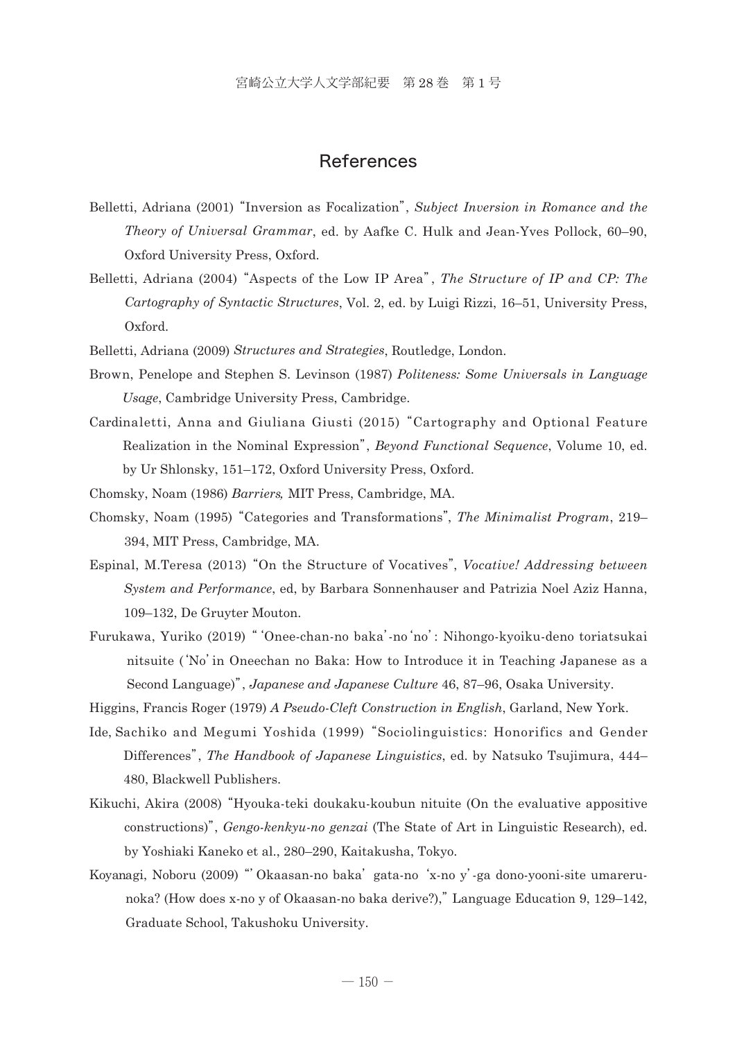## References

Belletti, Adriana (2001) "Inversion as Focalization", *Subject Inversion in Romance and the Theory of Universal Grammar*, ed. by Aafke C. Hulk and Jean-Yves Pollock, 60–90, Oxford University Press, Oxford.

Belletti, Adriana (2004) "Aspects of the Low IP Area", *The Structure of IP and CP: The Cartography of Syntactic Structures*, Vol. 2, ed. by Luigi Rizzi, 16–51, University Press, Oxford.

Belletti, Adriana (2009) *Structures and Strategies*, Routledge, London.

Brown, Penelope and Stephen S. Levinson (1987) *Politeness: Some Universals in Language Usage*, Cambridge University Press, Cambridge.

Cardinaletti, Anna and Giuliana Giusti (2015) "Cartography and Optional Feature Realization in the Nominal Expression", *Beyond Functional Sequence*, Volume 10, ed. by Ur Shlonsky, 151–172, Oxford University Press, Oxford.

Chomsky, Noam (1986) *Barriers,* MIT Press, Cambridge, MA.

Chomsky, Noam (1995) "Categories and Transformations", *The Minimalist Program*, 219–394, MIT Press, Cambridge, MA.

Espinal, M.Teresa (2013) "On the Structure of Vocatives", *Vocative! Addressing between System and Performance*, ed, by Barbara Sonnenhauser and Patrizia Noel Aziz Hanna, 109–132, De Gruyter Mouton.

Furukawa, Yuriko (2019) "'Onee-chan-no baka'-no 'no': Nihongo-kyoiku-deno toriatsukai nitsuite ('No' in Oneechan no Baka: How to Introduce it in Teaching Japanese as a Second Language)", *Japanese and Japanese Culture* 46, 87–96, Osaka University.

Higgins, Francis Roger (1979) *A Pseudo-Cleft Construction in English*, Garland, New York.

Ide, Sachiko and Megumi Yoshida (1999) "Sociolinguistics: Honorifics and Gender Differences", *The Handbook of Japanese Linguistics*, ed. by Natsuko Tsujimura, 444–480, Blackwell Publishers.

Kikuchi, Akira (2008) "Hyouka-teki doukaku-koubun nituite (On the evaluative appositive constructions)", *Gengo-kenkyu-no genzai* (The State of Art in Linguistic Research), ed. by Yoshiaki Kaneko et al., 280–290, Kaitakusha, Tokyo.

Koyanagi, Noboru (2009) "'Okaasan-no baka' gata-no 'x-no y'-ga dono-yooni-site umareru-noka? (How does x-no y of Okaasan-no baka derive?)," Language Education 9, 129–142, Graduate School, Takushoku University.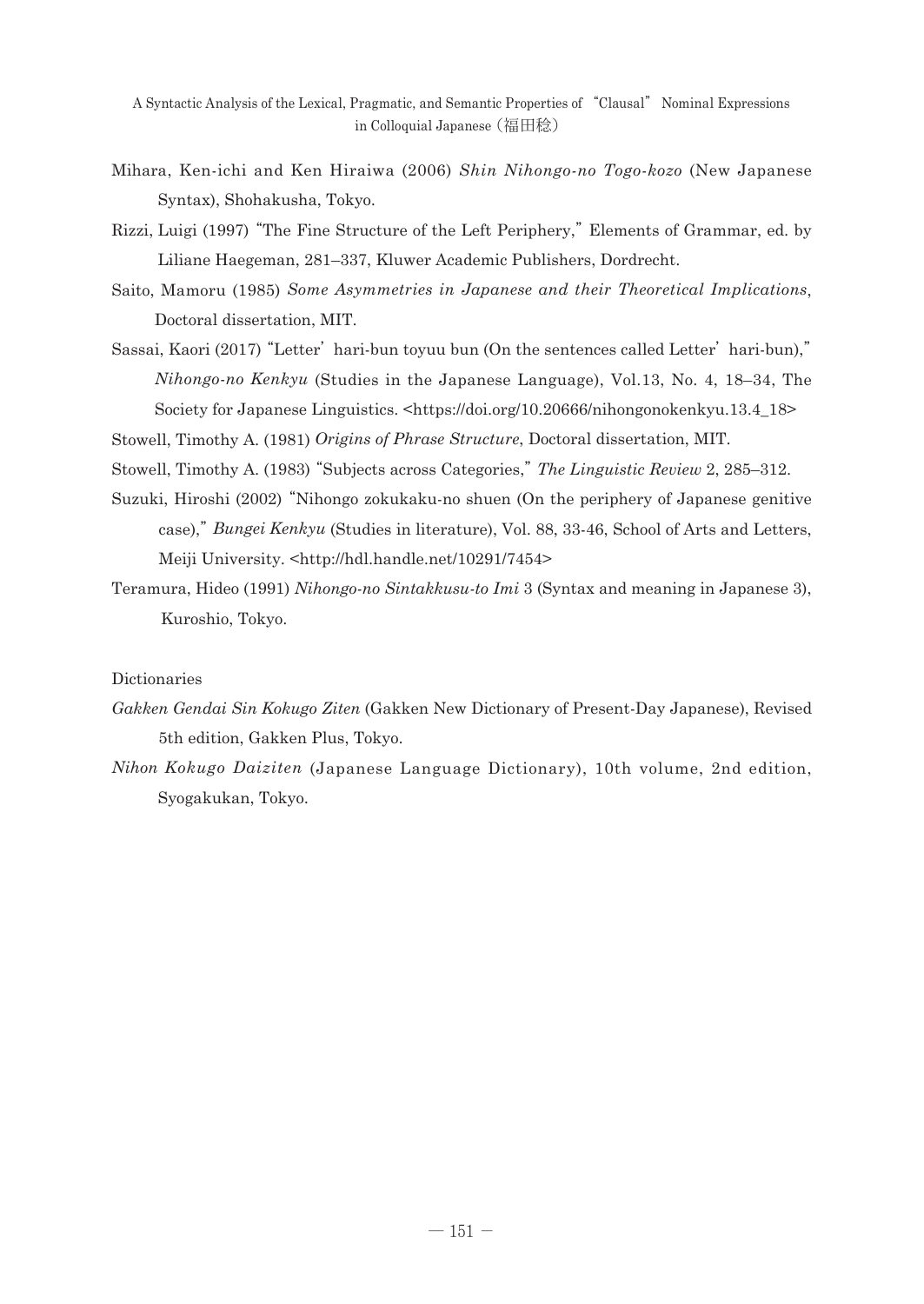Mihara, Ken-ichi and Ken Hiraiwa (2006) *Shin Nihongo-no Togo-kozo* (New Japanese Syntax), Shohakusha, Tokyo.

Rizzi, Luigi (1997) "The Fine Structure of the Left Periphery," Elements of Grammar, ed. by Liliane Haegeman, 281–337, Kluwer Academic Publishers, Dordrecht.

Saito, Mamoru (1985) *Some Asymmetries in Japanese and their Theoretical Implications*, Doctoral dissertation, MIT.

Sassai, Kaori (2017) "Letter' hari-bun toyuu bun (On the sentences called Letter' hari-bun)," *Nihongo-no Kenkyu* (Studies in the Japanese Language), Vol.13, No. 4, 18–34, The Society for Japanese Linguistics. <https://doi.org/10.20666/nihongonokenkyu.13.4_18>

Stowell, Timothy A. (1981) *Origins of Phrase Structure*, Doctoral dissertation, MIT.

Stowell, Timothy A. (1983) "Subjects across Categories," *The Linguistic Review* 2, 285–312.

Suzuki, Hiroshi (2002) "Nihongo zokukaku-no shuen (On the periphery of Japanese genitive case)," *Bungei Kenkyu* (Studies in literature), Vol. 88, 33-46, School of Arts and Letters, Meiji University. <http://hdl.handle.net/10291/7454>

Teramura, Hideo (1991) *Nihongo-no Sintakkusu-to Imi* 3 (Syntax and meaning in Japanese 3), Kuroshio, Tokyo.

Dictionaries

*Gakken Gendai Sin Kokugo Ziten* (Gakken New Dictionary of Present-Day Japanese), Revised 5th edition, Gakken Plus, Tokyo.

*Nihon Kokugo Daiziten* (Japanese Language Dictionary), 10th volume, 2nd edition, Syogakukan, Tokyo.